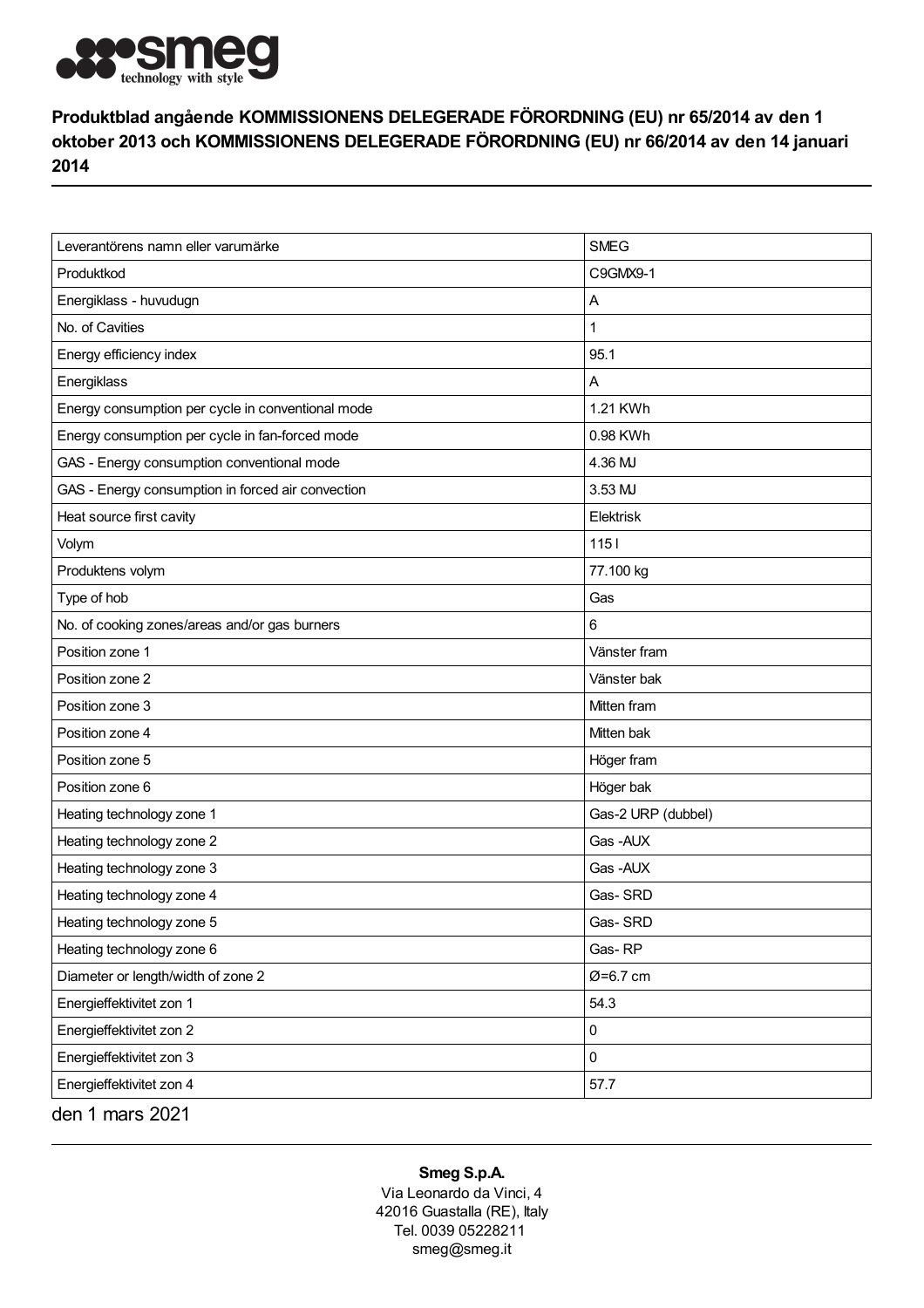**Produktblad angående KOMMISSIONENS DELEGERADE FÖRORDNING (EU) nr 65/2014 av den 1 oktober 2013 och KOMMISSIONENS DELEGERADE FÖRORDNING (EU) nr 66/2014 av den 14 januari 2014**

| | |
|---|---|
| Leverantörens namn eller varumärke | SMEG |
| Produktkod | C9GMX9-1 |
| Energiklass - huvudugn | A |
| No. of Cavities | 1 |
| Energy efficiency index | 95.1 |
| Energiklass | A |
| Energy consumption per cycle in conventional mode | 1.21 KWh |
| Energy consumption per cycle in fan-forced mode | 0.98 KWh |
| GAS - Energy consumption conventional mode | 4.36 MJ |
| GAS - Energy consumption in forced air convection | 3.53 MJ |
| Heat source first cavity | Elektrisk |
| Volym | 115 l |
| Produktens volym | 77.100 kg |
| Type of hob | Gas |
| No. of cooking zones/areas and/or gas burners | 6 |
| Position zone 1 | Vänster fram |
| Position zone 2 | Vänster bak |
| Position zone 3 | Mitten fram |
| Position zone 4 | Mitten bak |
| Position zone 5 | Höger fram |
| Position zone 6 | Höger bak |
| Heating technology zone 1 | Gas-2 URP (dubbel) |
| Heating technology zone 2 | Gas -AUX |
| Heating technology zone 3 | Gas -AUX |
| Heating technology zone 4 | Gas- SRD |
| Heating technology zone 5 | Gas- SRD |
| Heating technology zone 6 | Gas- RP |
| Diameter or length/width of zone 2 | Ø=6.7 cm |
| Energieffektivitet zon 1 | 54.3 |
| Energieffektivitet zon 2 | 0 |
| Energieffektivitet zon 3 | 0 |
| Energieffektivitet zon 4 | 57.7 |

den 1 mars 2021

**Smeg S.p.A.**
Via Leonardo da Vinci, 4
42016 Guastalla (RE), Italy
Tel. 0039 05228211
smeg@smeg.it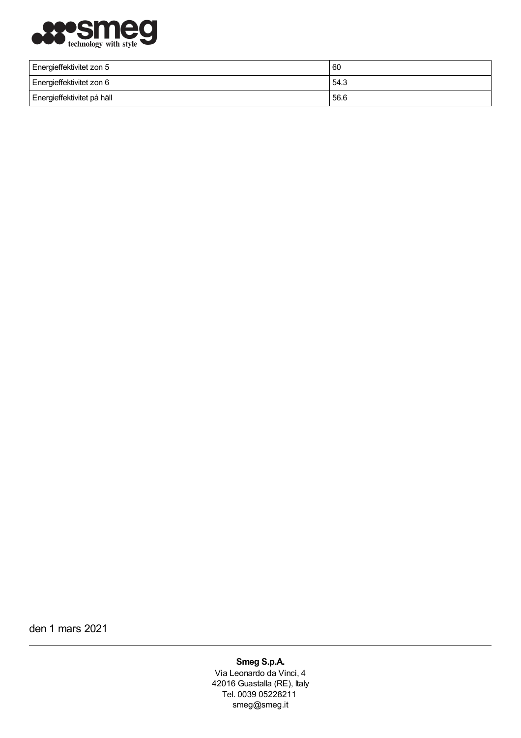| | |
|---|---|
| Energieffektivitet zon 5 | 60 |
| Energieffektivitet zon 6 | 54.3 |
| Energieffektivitet på häll | 56.6 |

den 1 mars 2021

**Smeg S.p.A.**
Via Leonardo da Vinci, 4
42016 Guastalla (RE), Italy
Tel. 0039 05228211
smeg@smeg.it